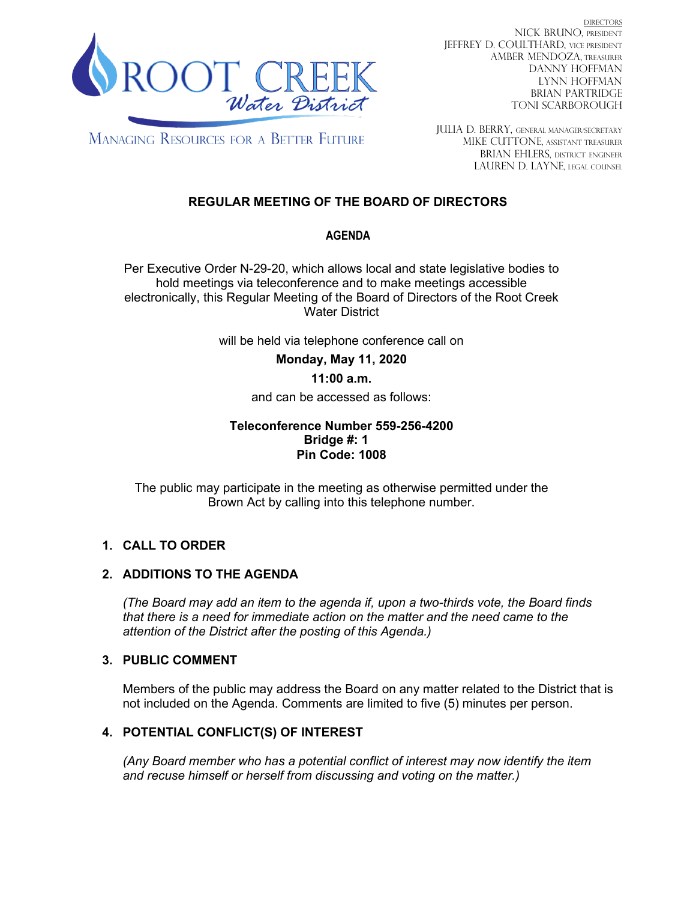ROOT CREEK
*Water District*

MANAGING RESOURCES FOR A BETTER FUTURE

DIRECTORS
NICK BRUNO, PRESIDENT
JEFFREY D. COULTHARD, VICE PRESIDENT
AMBER MENDOZA, TREASURER
DANNY HOFFMAN
LYNN HOFFMAN
BRIAN PARTRIDGE
TONI SCARBOROUGH

JULIA D. BERRY, GENERAL MANAGER/SECRETARY
MIKE CUTTONE, ASSISTANT TREASURER
BRIAN EHLERS, DISTRICT ENGINEER
LAUREN D. LAYNE, LEGAL COUNSEL

# REGULAR MEETING OF THE BOARD OF DIRECTORS

## AGENDA

Per Executive Order N-29-20, which allows local and state legislative bodies to hold meetings via teleconference and to make meetings accessible electronically, this Regular Meeting of the Board of Directors of the Root Creek Water District

will be held via telephone conference call on

**Monday, May 11, 2020**

**11:00 a.m.**

and can be accessed as follows:

**Teleconference Number 559-256-4200**
**Bridge #: 1**
**Pin Code: 1008**

The public may participate in the meeting as otherwise permitted under the Brown Act by calling into this telephone number.

1. **CALL TO ORDER**

2. **ADDITIONS TO THE AGENDA**

   *(The Board may add an item to the agenda if, upon a two-thirds vote, the Board finds that there is a need for immediate action on the matter and the need came to the attention of the District after the posting of this Agenda.)*

3. **PUBLIC COMMENT**

   Members of the public may address the Board on any matter related to the District that is not included on the Agenda. Comments are limited to five (5) minutes per person.

4. **POTENTIAL CONFLICT(S) OF INTEREST**

   *(Any Board member who has a potential conflict of interest may now identify the item and recuse himself or herself from discussing and voting on the matter.)*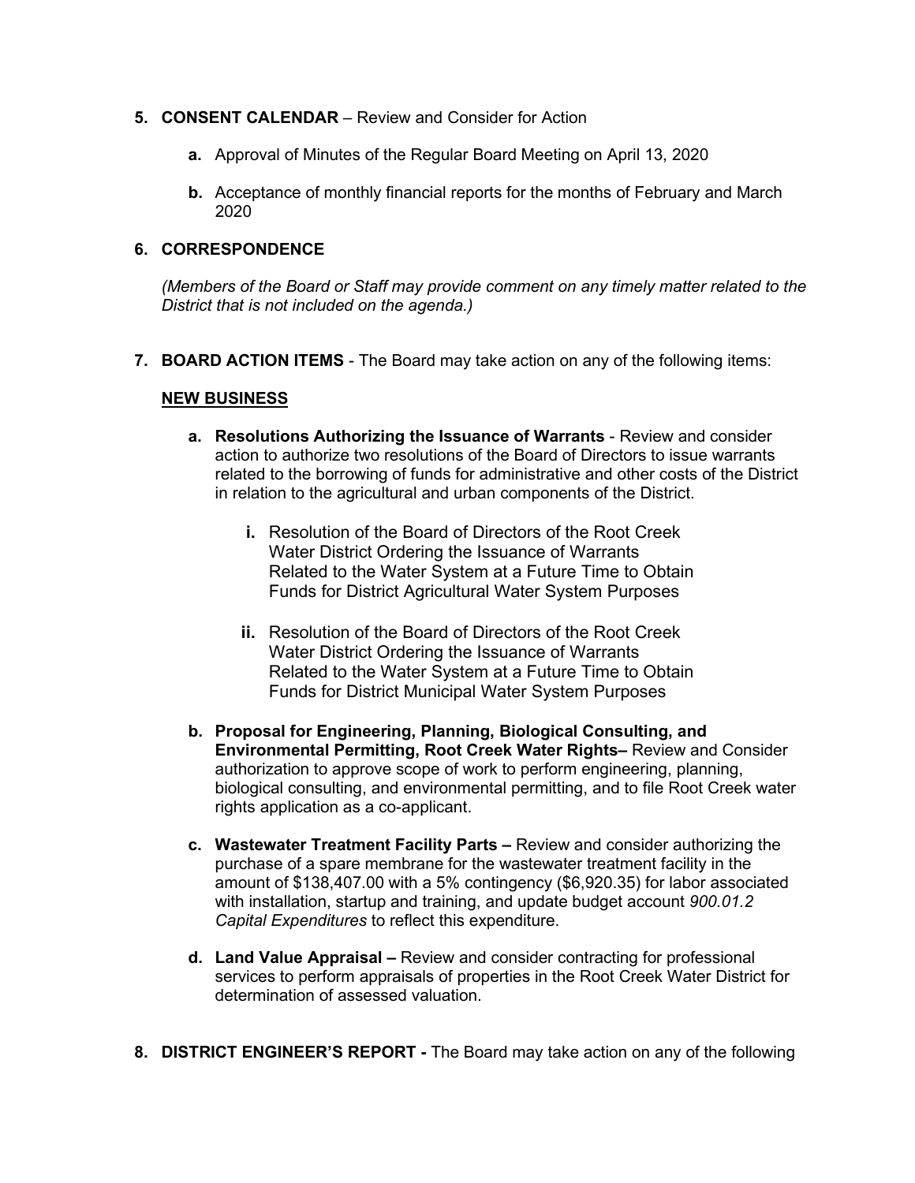5. **CONSENT CALENDAR** – Review and Consider for Action

    **a.** Approval of Minutes of the Regular Board Meeting on April 13, 2020

    **b.** Acceptance of monthly financial reports for the months of February and March 2020

6. **CORRESPONDENCE**

    *(Members of the Board or Staff may provide comment on any timely matter related to the District that is not included on the agenda.)*

7. **BOARD ACTION ITEMS** - The Board may take action on any of the following items:

    **NEW BUSINESS**

    **a. Resolutions Authorizing the Issuance of Warrants** - Review and consider action to authorize two resolutions of the Board of Directors to issue warrants related to the borrowing of funds for administrative and other costs of the District in relation to the agricultural and urban components of the District.

        **i.** Resolution of the Board of Directors of the Root Creek Water District Ordering the Issuance of Warrants Related to the Water System at a Future Time to Obtain Funds for District Agricultural Water System Purposes

        **ii.** Resolution of the Board of Directors of the Root Creek Water District Ordering the Issuance of Warrants Related to the Water System at a Future Time to Obtain Funds for District Municipal Water System Purposes

    **b. Proposal for Engineering, Planning, Biological Consulting, and Environmental Permitting, Root Creek Water Rights–** Review and Consider authorization to approve scope of work to perform engineering, planning, biological consulting, and environmental permitting, and to file Root Creek water rights application as a co-applicant.

    **c. Wastewater Treatment Facility Parts –** Review and consider authorizing the purchase of a spare membrane for the wastewater treatment facility in the amount of $138,407.00 with a 5% contingency ($6,920.35) for labor associated with installation, startup and training, and update budget account *900.01.2 Capital Expenditures* to reflect this expenditure.

    **d. Land Value Appraisal –** Review and consider contracting for professional services to perform appraisals of properties in the Root Creek Water District for determination of assessed valuation.

8. **DISTRICT ENGINEER'S REPORT -** The Board may take action on any of the following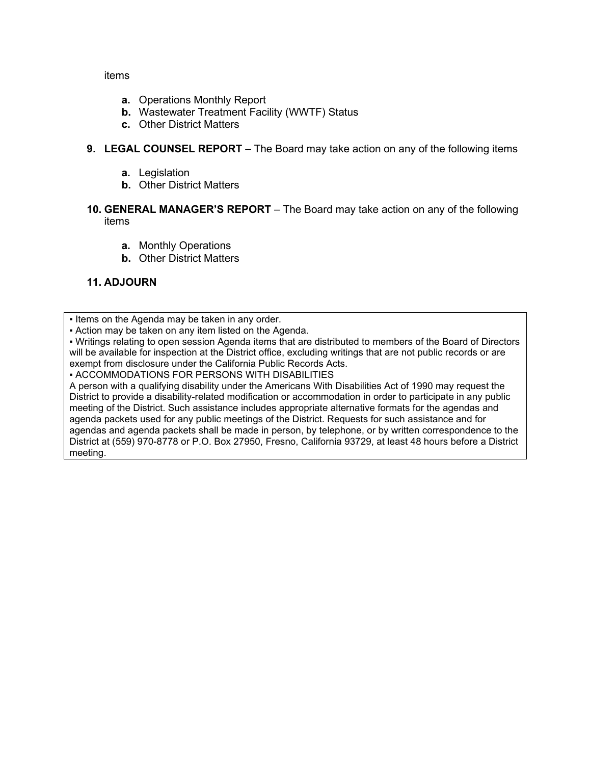items

   - **a.** Operations Monthly Report
   - **b.** Wastewater Treatment Facility (WWTF) Status
   - **c.** Other District Matters

9. **LEGAL COUNSEL REPORT** – The Board may take action on any of the following items

   - **a.** Legislation
   - **b.** Other District Matters

10. **GENERAL MANAGER'S REPORT** – The Board may take action on any of the following items

    - **a.** Monthly Operations
    - **b.** Other District Matters

11. **ADJOURN**

---

▪ Items on the Agenda may be taken in any order.
▪ Action may be taken on any item listed on the Agenda.
▪ Writings relating to open session Agenda items that are distributed to members of the Board of Directors will be available for inspection at the District office, excluding writings that are not public records or are exempt from disclosure under the California Public Records Acts.
▪ ACCOMMODATIONS FOR PERSONS WITH DISABILITIES
A person with a qualifying disability under the Americans With Disabilities Act of 1990 may request the District to provide a disability-related modification or accommodation in order to participate in any public meeting of the District. Such assistance includes appropriate alternative formats for the agendas and agenda packets used for any public meetings of the District. Requests for such assistance and for agendas and agenda packets shall be made in person, by telephone, or by written correspondence to the District at (559) 970-8778 or P.O. Box 27950, Fresno, California 93729, at least 48 hours before a District meeting.